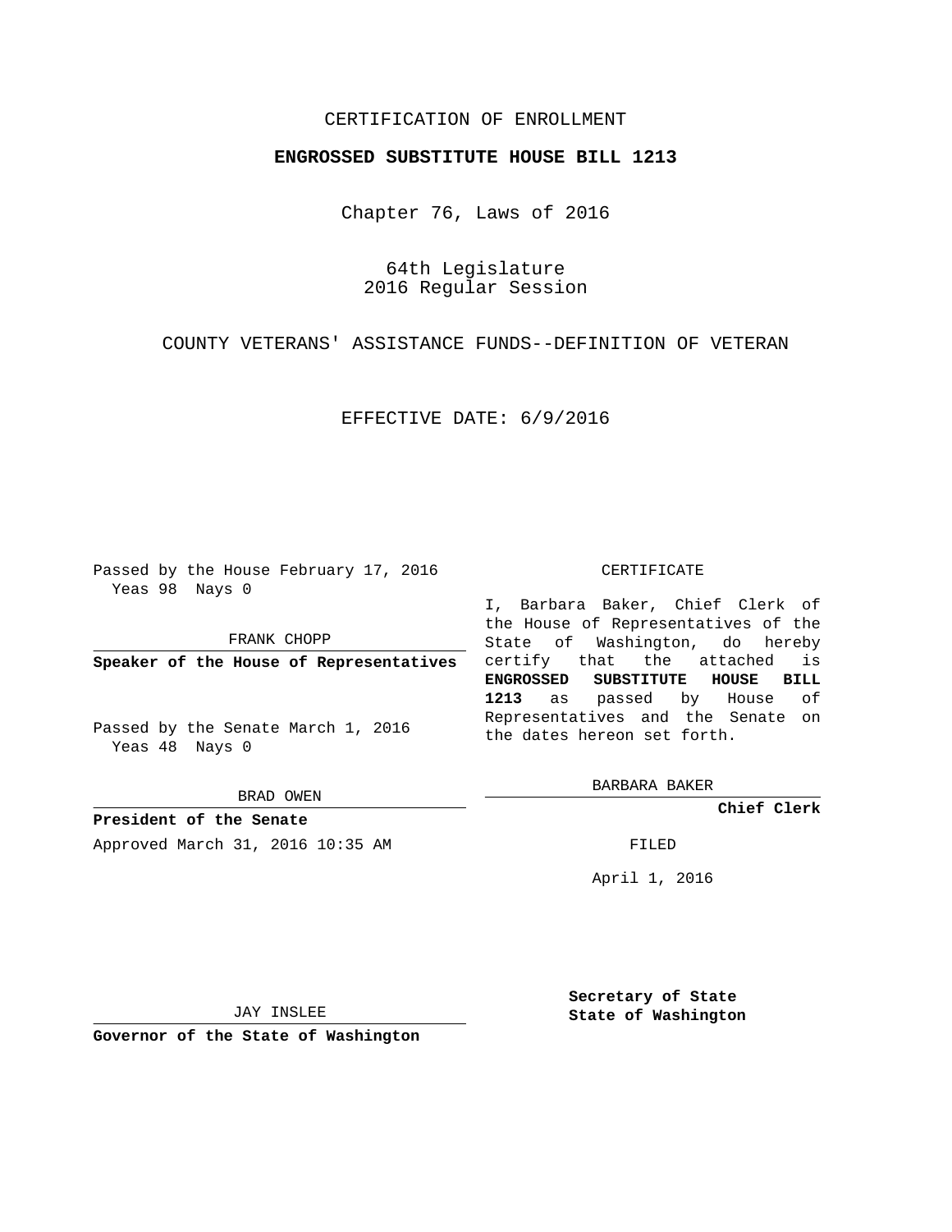CERTIFICATION OF ENROLLMENT

# ENGROSSED SUBSTITUTE HOUSE BILL 1213

Chapter 76, Laws of 2016

64th Legislature
2016 Regular Session

COUNTY VETERANS' ASSISTANCE FUNDS--DEFINITION OF VETERAN

EFFECTIVE DATE: 6/9/2016

Passed by the House February 17, 2016
Yeas 98 Nays 0

FRANK CHOPP

**Speaker of the House of Representatives**

Passed by the Senate March 1, 2016
Yeas 48 Nays 0

BRAD OWEN

**President of the Senate**

Approved March 31, 2016 10:35 AM

JAY INSLEE

**Governor of the State of Washington**

CERTIFICATE

I, Barbara Baker, Chief Clerk of the House of Representatives of the State of Washington, do hereby certify that the attached is **ENGROSSED SUBSTITUTE HOUSE BILL 1213** as passed by House of Representatives and the Senate on the dates hereon set forth.

BARBARA BAKER

**Chief Clerk**

FILED

April 1, 2016

**Secretary of State**
**State of Washington**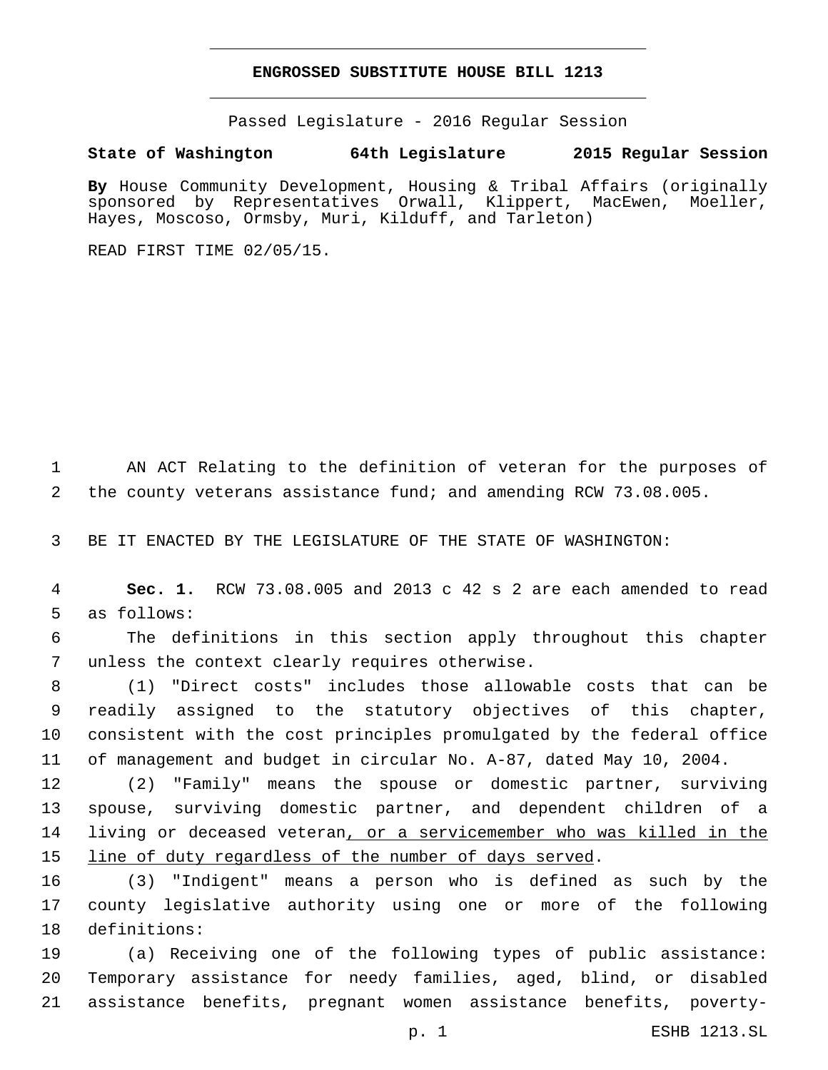# ENGROSSED SUBSTITUTE HOUSE BILL 1213

Passed Legislature - 2016 Regular Session

**State of Washington 64th Legislature 2015 Regular Session**

**By** House Community Development, Housing & Tribal Affairs (originally sponsored by Representatives Orwall, Klippert, MacEwen, Moeller, Hayes, Moscoso, Ormsby, Muri, Kilduff, and Tarleton)

READ FIRST TIME 02/05/15.

AN ACT Relating to the definition of veteran for the purposes of the county veterans assistance fund; and amending RCW 73.08.005.

BE IT ENACTED BY THE LEGISLATURE OF THE STATE OF WASHINGTON:

**Sec. 1.** RCW 73.08.005 and 2013 c 42 s 2 are each amended to read as follows:

The definitions in this section apply throughout this chapter unless the context clearly requires otherwise.

(1) "Direct costs" includes those allowable costs that can be readily assigned to the statutory objectives of this chapter, consistent with the cost principles promulgated by the federal office of management and budget in circular No. A-87, dated May 10, 2004.

(2) "Family" means the spouse or domestic partner, surviving spouse, surviving domestic partner, and dependent children of a living or deceased veteran<u>, or a servicemember who was killed in the line of duty regardless of the number of days served</u>.

(3) "Indigent" means a person who is defined as such by the county legislative authority using one or more of the following definitions:

(a) Receiving one of the following types of public assistance: Temporary assistance for needy families, aged, blind, or disabled assistance benefits, pregnant women assistance benefits, poverty-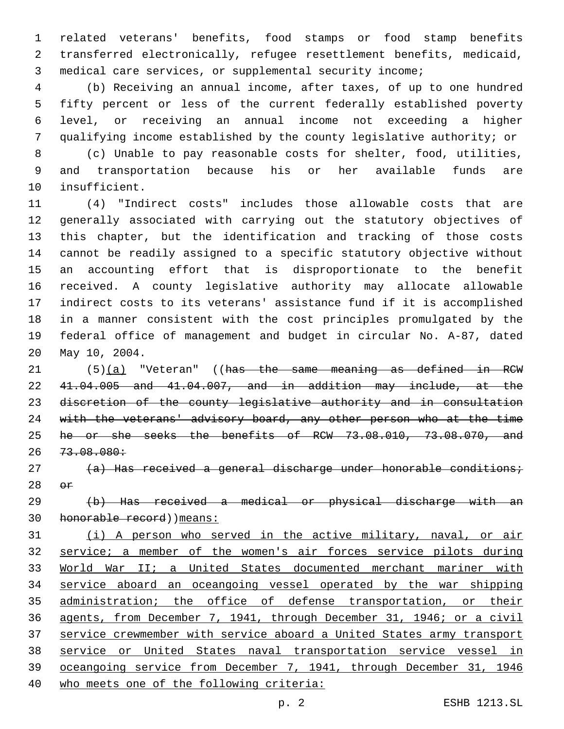related veterans' benefits, food stamps or food stamp benefits transferred electronically, refugee resettlement benefits, medicaid, medical care services, or supplemental security income;

(b) Receiving an annual income, after taxes, of up to one hundred fifty percent or less of the current federally established poverty level, or receiving an annual income not exceeding a higher qualifying income established by the county legislative authority; or

(c) Unable to pay reasonable costs for shelter, food, utilities, and transportation because his or her available funds are insufficient.

(4) "Indirect costs" includes those allowable costs that are generally associated with carrying out the statutory objectives of this chapter, but the identification and tracking of those costs cannot be readily assigned to a specific statutory objective without an accounting effort that is disproportionate to the benefit received. A county legislative authority may allocate allowable indirect costs to its veterans' assistance fund if it is accomplished in a manner consistent with the cost principles promulgated by the federal office of management and budget in circular No. A-87, dated May 10, 2004.

(5)<u>(a)</u> "Veteran" ((~~has the same meaning as defined in RCW 41.04.005 and 41.04.007, and in addition may include, at the discretion of the county legislative authority and in consultation with the veterans' advisory board, any other person who at the time he or she seeks the benefits of RCW 73.08.010, 73.08.070, and 73.08.080:~~

~~(a) Has received a general discharge under honorable conditions; or~~

~~(b) Has received a medical or physical discharge with an honorable record~~))<u>means:</u>

<u>(i) A person who served in the active military, naval, or air service; a member of the women's air forces service pilots during World War II; a United States documented merchant mariner with service aboard an oceangoing vessel operated by the war shipping administration; the office of defense transportation, or their agents, from December 7, 1941, through December 31, 1946; or a civil service crewmember with service aboard a United States army transport service or United States naval transportation service vessel in oceangoing service from December 7, 1941, through December 31, 1946 who meets one of the following criteria:</u>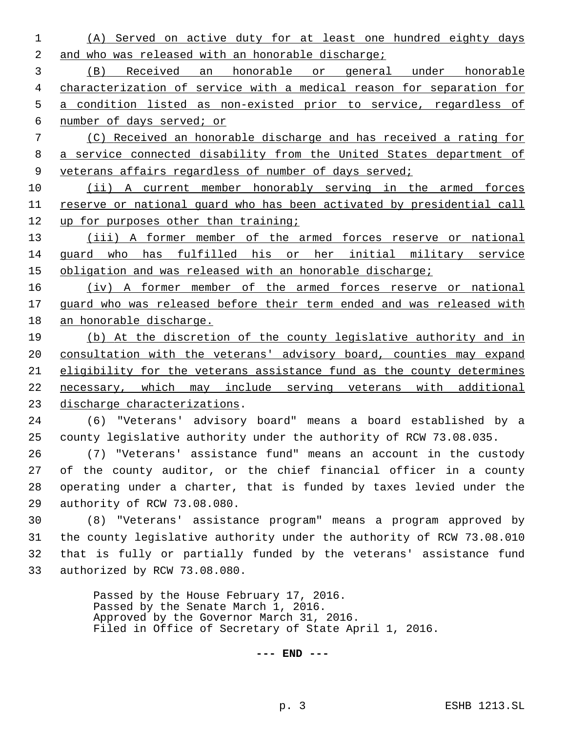(A) Served on active duty for at least one hundred eighty days and who was released with an honorable discharge;

(B) Received an honorable or general under honorable characterization of service with a medical reason for separation for a condition listed as non-existed prior to service, regardless of number of days served; or

(C) Received an honorable discharge and has received a rating for a service connected disability from the United States department of veterans affairs regardless of number of days served;

(ii) A current member honorably serving in the armed forces reserve or national guard who has been activated by presidential call up for purposes other than training;

(iii) A former member of the armed forces reserve or national guard who has fulfilled his or her initial military service obligation and was released with an honorable discharge;

(iv) A former member of the armed forces reserve or national guard who was released before their term ended and was released with an honorable discharge.

(b) At the discretion of the county legislative authority and in consultation with the veterans' advisory board, counties may expand eligibility for the veterans assistance fund as the county determines necessary, which may include serving veterans with additional discharge characterizations.

(6) "Veterans' advisory board" means a board established by a county legislative authority under the authority of RCW 73.08.035.

(7) "Veterans' assistance fund" means an account in the custody of the county auditor, or the chief financial officer in a county operating under a charter, that is funded by taxes levied under the authority of RCW 73.08.080.

(8) "Veterans' assistance program" means a program approved by the county legislative authority under the authority of RCW 73.08.010 that is fully or partially funded by the veterans' assistance fund authorized by RCW 73.08.080.

Passed by the House February 17, 2016.
Passed by the Senate March 1, 2016.
Approved by the Governor March 31, 2016.
Filed in Office of Secretary of State April 1, 2016.

**--- END ---**